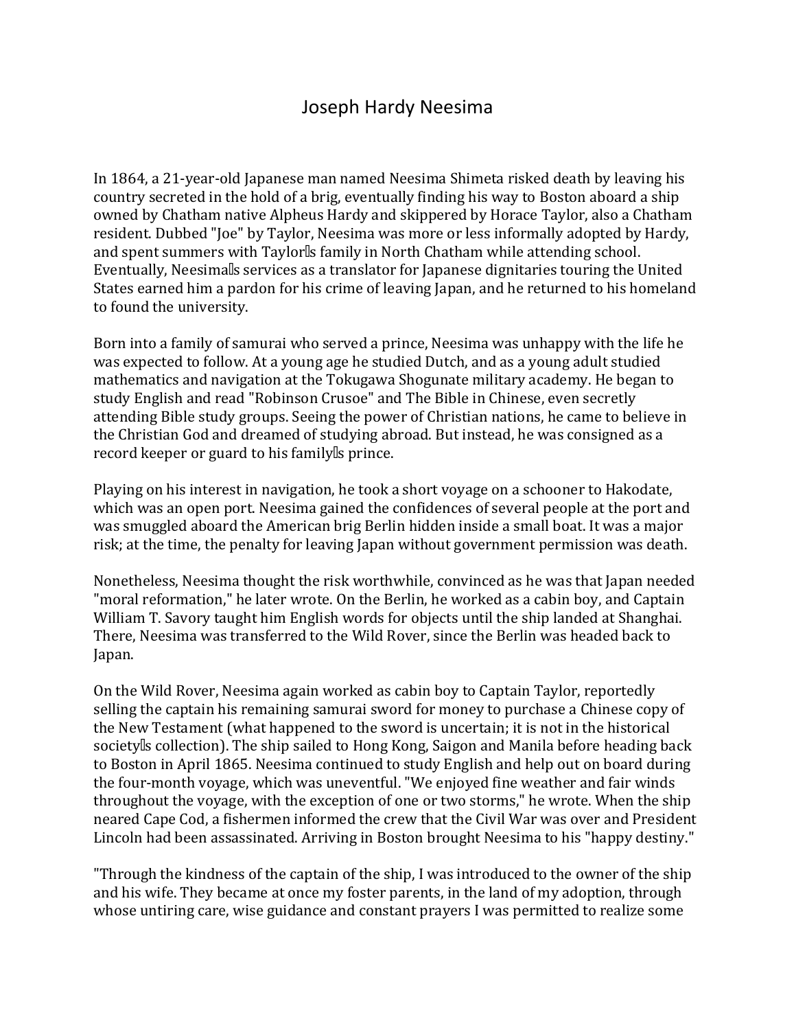# Joseph Hardy Neesima

In 1864, a 21-year-old Japanese man named Neesima Shimeta risked death by leaving his country secreted in the hold of a brig, eventually finding his way to Boston aboard a ship owned by Chatham native Alpheus Hardy and skippered by Horace Taylor, also a Chatham resident. Dubbed "Joe" by Taylor, Neesima was more or less informally adopted by Hardy, and spent summers with Taylor's family in North Chatham while attending school. Eventually, Neesima's services as a translator for Japanese dignitaries touring the United States earned him a pardon for his crime of leaving Japan, and he returned to his homeland to found the university.

Born into a family of samurai who served a prince, Neesima was unhappy with the life he was expected to follow. At a young age he studied Dutch, and as a young adult studied mathematics and navigation at the Tokugawa Shogunate military academy. He began to study English and read "Robinson Crusoe" and The Bible in Chinese, even secretly attending Bible study groups. Seeing the power of Christian nations, he came to believe in the Christian God and dreamed of studying abroad. But instead, he was consigned as a record keeper or guard to his family's prince.

Playing on his interest in navigation, he took a short voyage on a schooner to Hakodate, which was an open port. Neesima gained the confidences of several people at the port and was smuggled aboard the American brig Berlin hidden inside a small boat. It was a major risk; at the time, the penalty for leaving Japan without government permission was death.

Nonetheless, Neesima thought the risk worthwhile, convinced as he was that Japan needed "moral reformation," he later wrote. On the Berlin, he worked as a cabin boy, and Captain William T. Savory taught him English words for objects until the ship landed at Shanghai. There, Neesima was transferred to the Wild Rover, since the Berlin was headed back to Japan.

On the Wild Rover, Neesima again worked as cabin boy to Captain Taylor, reportedly selling the captain his remaining samurai sword for money to purchase a Chinese copy of the New Testament (what happened to the sword is uncertain; it is not in the historical society's collection). The ship sailed to Hong Kong, Saigon and Manila before heading back to Boston in April 1865. Neesima continued to study English and help out on board during the four-month voyage, which was uneventful. "We enjoyed fine weather and fair winds throughout the voyage, with the exception of one or two storms," he wrote. When the ship neared Cape Cod, a fishermen informed the crew that the Civil War was over and President Lincoln had been assassinated. Arriving in Boston brought Neesima to his "happy destiny."

"Through the kindness of the captain of the ship, I was introduced to the owner of the ship and his wife. They became at once my foster parents, in the land of my adoption, through whose untiring care, wise guidance and constant prayers I was permitted to realize some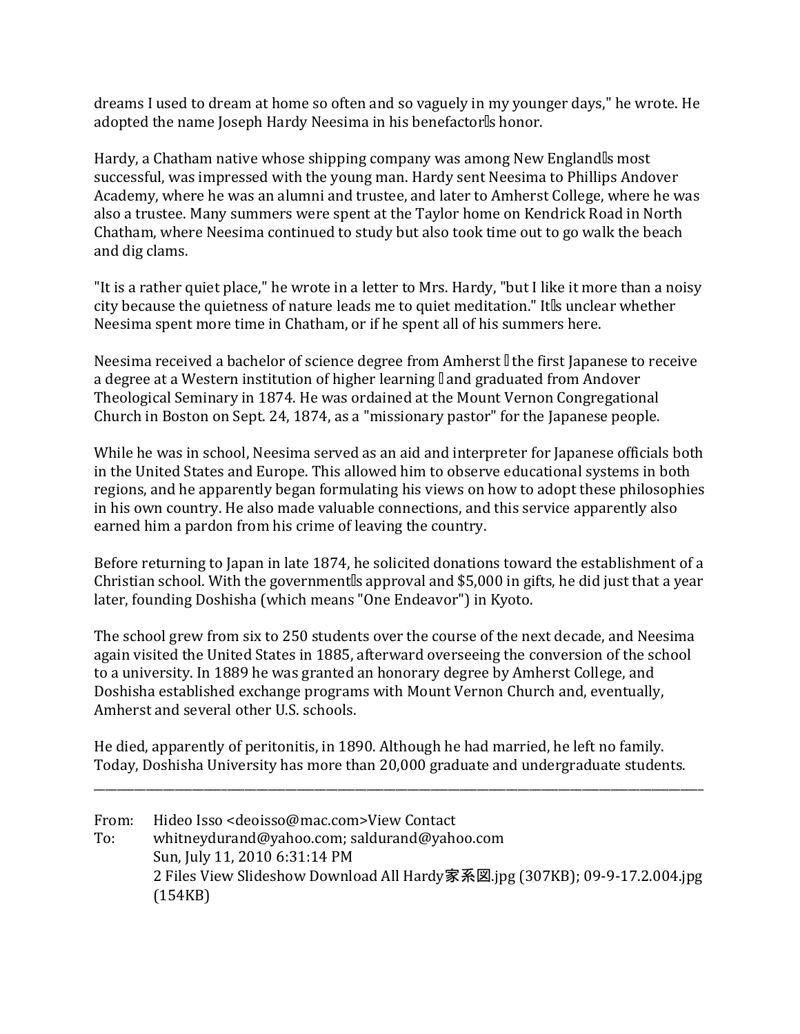dreams I used to dream at home so often and so vaguely in my younger days," he wrote. He adopted the name Joseph Hardy Neesima in his benefactor's honor.

Hardy, a Chatham native whose shipping company was among New England's most successful, was impressed with the young man. Hardy sent Neesima to Phillips Andover Academy, where he was an alumni and trustee, and later to Amherst College, where he was also a trustee. Many summers were spent at the Taylor home on Kendrick Road in North Chatham, where Neesima continued to study but also took time out to go walk the beach and dig clams.

"It is a rather quiet place," he wrote in a letter to Mrs. Hardy, "but I like it more than a noisy city because the quietness of nature leads me to quiet meditation." It's unclear whether Neesima spent more time in Chatham, or if he spent all of his summers here.

Neesima received a bachelor of science degree from Amherst – the first Japanese to receive a degree at a Western institution of higher learning – and graduated from Andover Theological Seminary in 1874. He was ordained at the Mount Vernon Congregational Church in Boston on Sept. 24, 1874, as a "missionary pastor" for the Japanese people.

While he was in school, Neesima served as an aid and interpreter for Japanese officials both in the United States and Europe. This allowed him to observe educational systems in both regions, and he apparently began formulating his views on how to adopt these philosophies in his own country. He also made valuable connections, and this service apparently also earned him a pardon from his crime of leaving the country.

Before returning to Japan in late 1874, he solicited donations toward the establishment of a Christian school. With the government's approval and $5,000 in gifts, he did just that a year later, founding Doshisha (which means "One Endeavor") in Kyoto.

The school grew from six to 250 students over the course of the next decade, and Neesima again visited the United States in 1885, afterward overseeing the conversion of the school to a university. In 1889 he was granted an honorary degree by Amherst College, and Doshisha established exchange programs with Mount Vernon Church and, eventually, Amherst and several other U.S. schools.

He died, apparently of peritonitis, in 1890. Although he had married, he left no family. Today, Doshisha University has more than 20,000 graduate and undergraduate students.

---

From: Hideo Isso <deoisso@mac.com>View Contact
To: whitneydurand@yahoo.com; saldurand@yahoo.com
Sun, July 11, 2010 6:31:14 PM
2 Files View Slideshow Download All Hardy家系図.jpg (307KB); 09-9-17.2.004.jpg (154KB)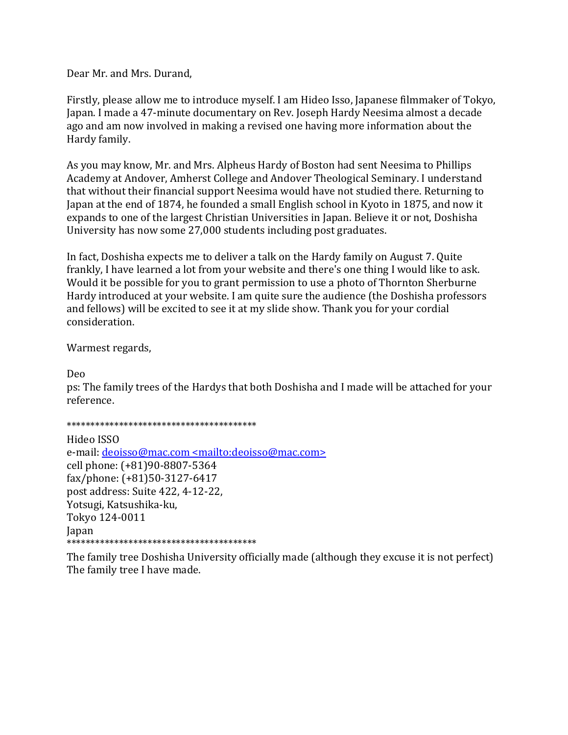Dear Mr. and Mrs. Durand,

Firstly, please allow me to introduce myself. I am Hideo Isso, Japanese filmmaker of Tokyo, Japan. I made a 47-minute documentary on Rev. Joseph Hardy Neesima almost a decade ago and am now involved in making a revised one having more information about the Hardy family.

As you may know, Mr. and Mrs. Alpheus Hardy of Boston had sent Neesima to Phillips Academy at Andover, Amherst College and Andover Theological Seminary. I understand that without their financial support Neesima would have not studied there. Returning to Japan at the end of 1874, he founded a small English school in Kyoto in 1875, and now it expands to one of the largest Christian Universities in Japan. Believe it or not, Doshisha University has now some 27,000 students including post graduates.

In fact, Doshisha expects me to deliver a talk on the Hardy family on August 7. Quite frankly, I have learned a lot from your website and there's one thing I would like to ask. Would it be possible for you to grant permission to use a photo of Thornton Sherburne Hardy introduced at your website. I am quite sure the audience (the Doshisha professors and fellows) will be excited to see it at my slide show. Thank you for your cordial consideration.

Warmest regards,

Deo
ps: The family trees of the Hardys that both Doshisha and I made will be attached for your reference.

****************************************
Hideo ISSO
e-mail: deoisso@mac.com <mailto:deoisso@mac.com>
cell phone: (+81)90-8807-5364
fax/phone: (+81)50-3127-6417
post address: Suite 422, 4-12-22,
Yotsugi, Katsushika-ku,
Tokyo 124-0011
Japan
****************************************

The family tree Doshisha University officially made (although they excuse it is not perfect)
The family tree I have made.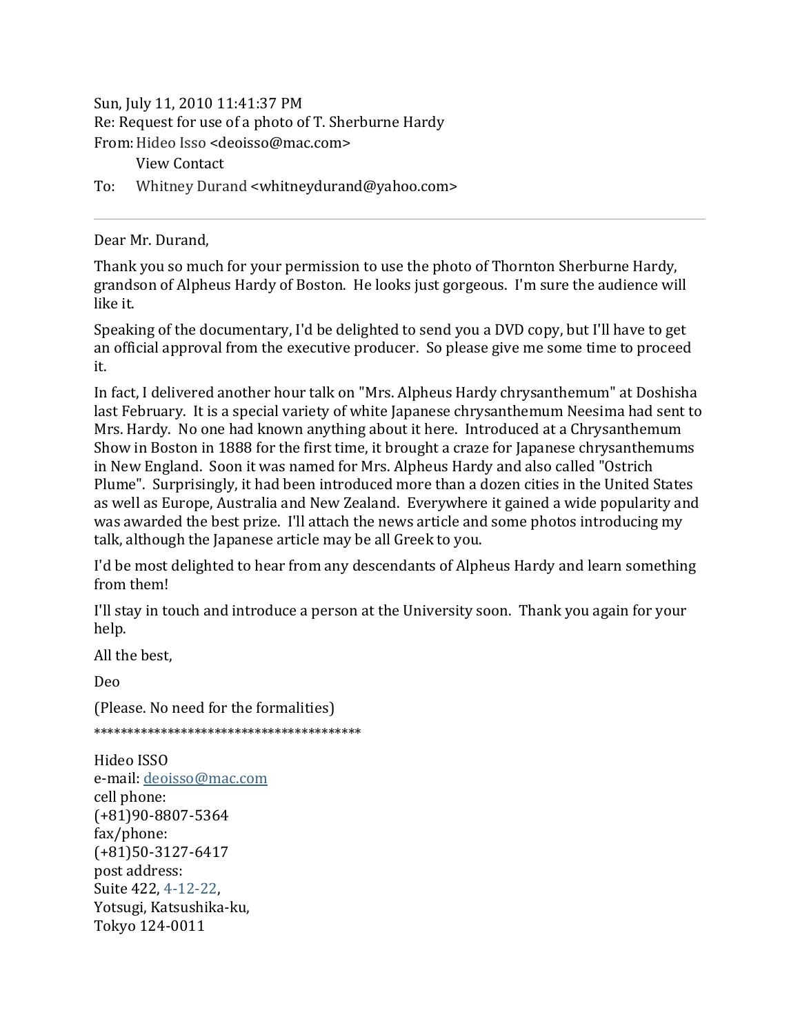Sun, July 11, 2010 11:41:37 PM
Re: Request for use of a photo of T. Sherburne Hardy
From: Hideo Isso <deoisso@mac.com>
View Contact
To: Whitney Durand <whitneydurand@yahoo.com>

---

Dear Mr. Durand,

Thank you so much for your permission to use the photo of Thornton Sherburne Hardy, grandson of Alpheus Hardy of Boston. He looks just gorgeous. I'm sure the audience will like it.

Speaking of the documentary, I'd be delighted to send you a DVD copy, but I'll have to get an official approval from the executive producer. So please give me some time to proceed it.

In fact, I delivered another hour talk on "Mrs. Alpheus Hardy chrysanthemum" at Doshisha last February. It is a special variety of white Japanese chrysanthemum Neesima had sent to Mrs. Hardy. No one had known anything about it here. Introduced at a Chrysanthemum Show in Boston in 1888 for the first time, it brought a craze for Japanese chrysanthemums in New England. Soon it was named for Mrs. Alpheus Hardy and also called "Ostrich Plume". Surprisingly, it had been introduced more than a dozen cities in the United States as well as Europe, Australia and New Zealand. Everywhere it gained a wide popularity and was awarded the best prize. I'll attach the news article and some photos introducing my talk, although the Japanese article may be all Greek to you.

I'd be most delighted to hear from any descendants of Alpheus Hardy and learn something from them!

I'll stay in touch and introduce a person at the University soon. Thank you again for your help.

All the best,

Deo

(Please. No need for the formalities)

****************************************

Hideo ISSO
e-mail: deoisso@mac.com
cell phone:
(+81)90-8807-5364
fax/phone:
(+81)50-3127-6417
post address:
Suite 422, 4-12-22,
Yotsugi, Katsushika-ku,
Tokyo 124-0011